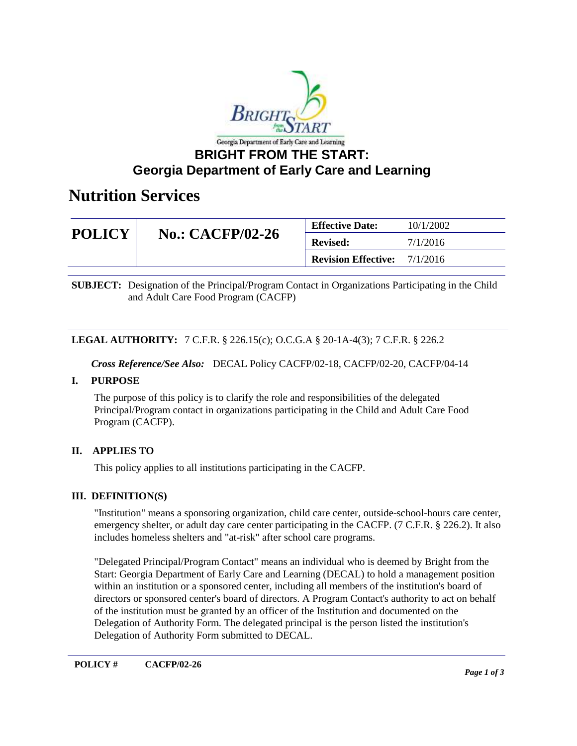Georgia Department of Early Care and Learning

# BRIGHT FROM THE START: Georgia Department of Early Care and Learning

## Nutrition Services

| POLICY | No.: CACFP/02-26 | Effective Date: | 10/1/2002 |
|---|---|---|---|
| | | Revised: | 7/1/2016 |
| | | Revision Effective: | 7/1/2016 |

**SUBJECT:** Designation of the Principal/Program Contact in Organizations Participating in the Child and Adult Care Food Program (CACFP)

**LEGAL AUTHORITY:** 7 C.F.R. § 226.15(c); O.C.G.A § 20-1A-4(3); 7 C.F.R. § 226.2

***Cross Reference/See Also:*** DECAL Policy CACFP/02-18, CACFP/02-20, CACFP/04-14

### I. PURPOSE

The purpose of this policy is to clarify the role and responsibilities of the delegated Principal/Program contact in organizations participating in the Child and Adult Care Food Program (CACFP).

### II. APPLIES TO

This policy applies to all institutions participating in the CACFP.

### III. DEFINITION(S)

"Institution" means a sponsoring organization, child care center, outside-school-hours care center, emergency shelter, or adult day care center participating in the CACFP. (7 C.F.R. § 226.2). It also includes homeless shelters and "at-risk" after school care programs.

"Delegated Principal/Program Contact" means an individual who is deemed by Bright from the Start: Georgia Department of Early Care and Learning (DECAL) to hold a management position within an institution or a sponsored center, including all members of the institution's board of directors or sponsored center's board of directors. A Program Contact's authority to act on behalf of the institution must be granted by an officer of the Institution and documented on the Delegation of Authority Form. The delegated principal is the person listed the institution's Delegation of Authority Form submitted to DECAL.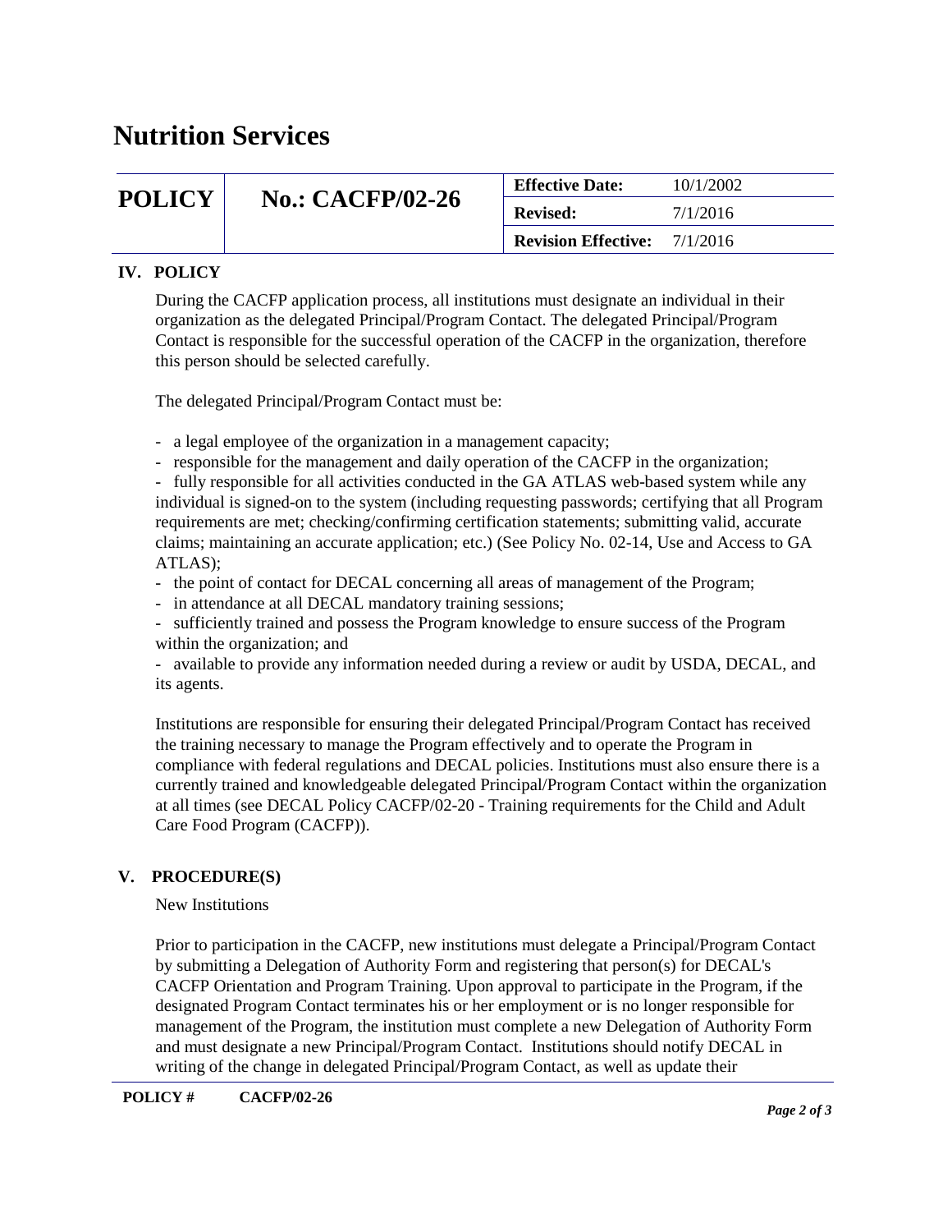# Nutrition Services

| POLICY | No.: CACFP/02-26 | Effective Date: | 10/1/2002 |
|---|---|---|---|
| | | Revised: | 7/1/2016 |
| | | Revision Effective: | 7/1/2016 |

## IV. POLICY

During the CACFP application process, all institutions must designate an individual in their organization as the delegated Principal/Program Contact. The delegated Principal/Program Contact is responsible for the successful operation of the CACFP in the organization, therefore this person should be selected carefully.

The delegated Principal/Program Contact must be:

- a legal employee of the organization in a management capacity;
- responsible for the management and daily operation of the CACFP in the organization;
- fully responsible for all activities conducted in the GA ATLAS web-based system while any individual is signed-on to the system (including requesting passwords; certifying that all Program requirements are met; checking/confirming certification statements; submitting valid, accurate claims; maintaining an accurate application; etc.) (See Policy No. 02-14, Use and Access to GA ATLAS);
- the point of contact for DECAL concerning all areas of management of the Program;
- in attendance at all DECAL mandatory training sessions;
- sufficiently trained and possess the Program knowledge to ensure success of the Program within the organization; and
- available to provide any information needed during a review or audit by USDA, DECAL, and its agents.

Institutions are responsible for ensuring their delegated Principal/Program Contact has received the training necessary to manage the Program effectively and to operate the Program in compliance with federal regulations and DECAL policies. Institutions must also ensure there is a currently trained and knowledgeable delegated Principal/Program Contact within the organization at all times (see DECAL Policy CACFP/02-20 - Training requirements for the Child and Adult Care Food Program (CACFP)).

## V. PROCEDURE(S)

New Institutions

Prior to participation in the CACFP, new institutions must delegate a Principal/Program Contact by submitting a Delegation of Authority Form and registering that person(s) for DECAL's CACFP Orientation and Program Training. Upon approval to participate in the Program, if the designated Program Contact terminates his or her employment or is no longer responsible for management of the Program, the institution must complete a new Delegation of Authority Form and must designate a new Principal/Program Contact. Institutions should notify DECAL in writing of the change in delegated Principal/Program Contact, as well as update their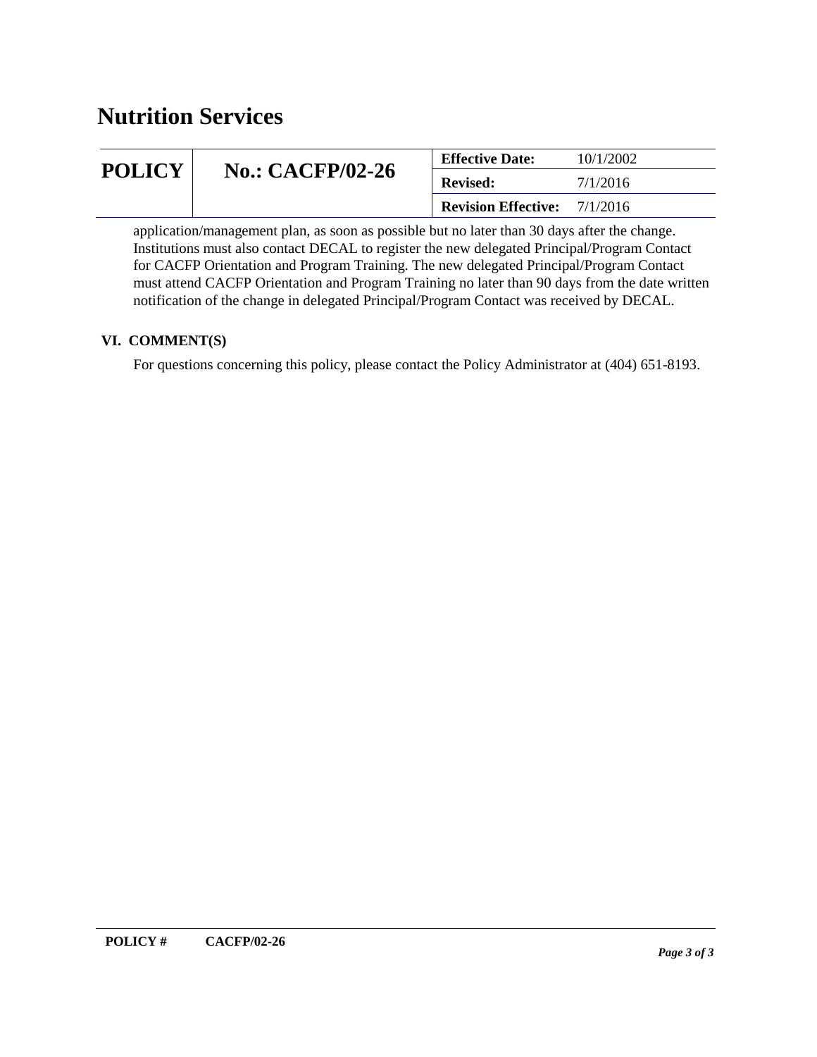application/management plan, as soon as possible but no later than 30 days after the change. Institutions must also contact DECAL to register the new delegated Principal/Program Contact for CACFP Orientation and Program Training. The new delegated Principal/Program Contact must attend CACFP Orientation and Program Training no later than 90 days from the date written notification of the change in delegated Principal/Program Contact was received by DECAL.

## VI. COMMENT(S)

For questions concerning this policy, please contact the Policy Administrator at (404) 651-8193.